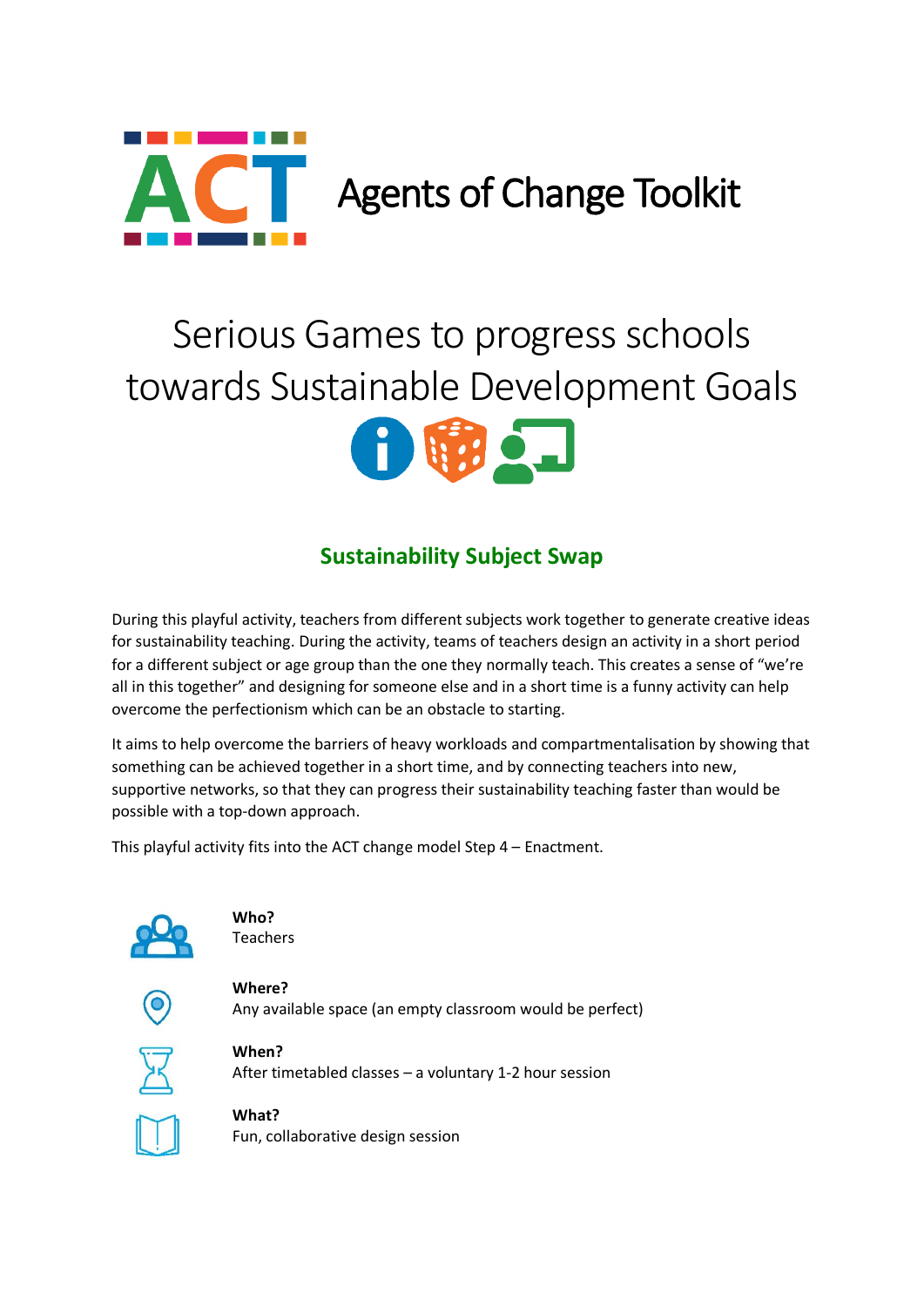ACT Agents of Change Toolkit

# Serious Games to progress schools towards Sustainable Development Goals

## Sustainability Subject Swap

During this playful activity, teachers from different subjects work together to generate creative ideas for sustainability teaching. During the activity, teams of teachers design an activity in a short period for a different subject or age group than the one they normally teach. This creates a sense of "we're all in this together" and designing for someone else and in a short time is a funny activity can help overcome the perfectionism which can be an obstacle to starting.

It aims to help overcome the barriers of heavy workloads and compartmentalisation by showing that something can be achieved together in a short time, and by connecting teachers into new, supportive networks, so that they can progress their sustainability teaching faster than would be possible with a top-down approach.

This playful activity fits into the ACT change model Step 4 – Enactment.

**Who?**
Teachers

**Where?**
Any available space (an empty classroom would be perfect)

**When?**
After timetabled classes – a voluntary 1-2 hour session

**What?**
Fun, collaborative design session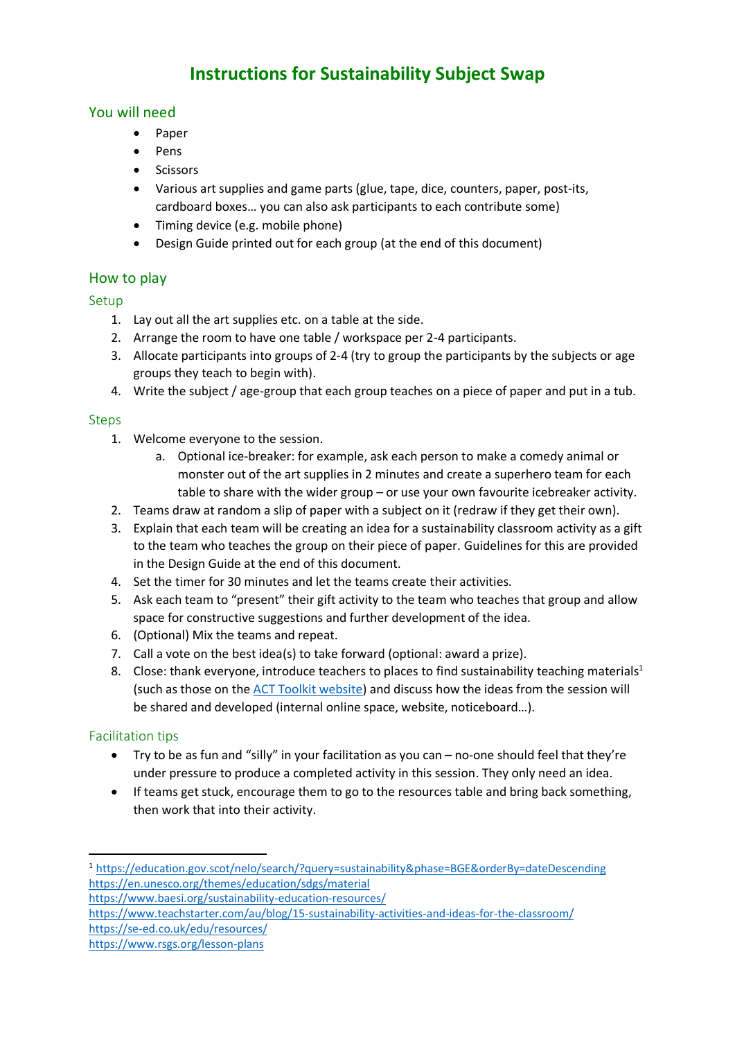# Instructions for Sustainability Subject Swap

## You will need

- Paper
- Pens
- Scissors
- Various art supplies and game parts (glue, tape, dice, counters, paper, post-its, cardboard boxes… you can also ask participants to each contribute some)
- Timing device (e.g. mobile phone)
- Design Guide printed out for each group (at the end of this document)

## How to play

### Setup

1. Lay out all the art supplies etc. on a table at the side.
2. Arrange the room to have one table / workspace per 2-4 participants.
3. Allocate participants into groups of 2-4 (try to group the participants by the subjects or age groups they teach to begin with).
4. Write the subject / age-group that each group teaches on a piece of paper and put in a tub.

### Steps

1. Welcome everyone to the session.
   a. Optional ice-breaker: for example, ask each person to make a comedy animal or monster out of the art supplies in 2 minutes and create a superhero team for each table to share with the wider group – or use your own favourite icebreaker activity.
2. Teams draw at random a slip of paper with a subject on it (redraw if they get their own).
3. Explain that each team will be creating an idea for a sustainability classroom activity as a gift to the team who teaches the group on their piece of paper. Guidelines for this are provided in the Design Guide at the end of this document.
4. Set the timer for 30 minutes and let the teams create their activities.
5. Ask each team to "present" their gift activity to the team who teaches that group and allow space for constructive suggestions and further development of the idea.
6. (Optional) Mix the teams and repeat.
7. Call a vote on the best idea(s) to take forward (optional: award a prize).
8. Close: thank everyone, introduce teachers to places to find sustainability teaching materials[1] (such as those on the [ACT Toolkit website](ACT Toolkit website)) and discuss how the ideas from the session will be shared and developed (internal online space, website, noticeboard…).

### Facilitation tips

- Try to be as fun and "silly" in your facilitation as you can – no-one should feel that they're under pressure to produce a completed activity in this session. They only need an idea.
- If teams get stuck, encourage them to go to the resources table and bring back something, then work that into their activity.

---

[1] https://education.gov.scot/nelo/search/?query=sustainability&phase=BGE&orderBy=dateDescending
https://en.unesco.org/themes/education/sdgs/material
https://www.baesi.org/sustainability-education-resources/
https://www.teachstarter.com/au/blog/15-sustainability-activities-and-ideas-for-the-classroom/
https://se-ed.co.uk/edu/resources/
https://www.rsgs.org/lesson-plans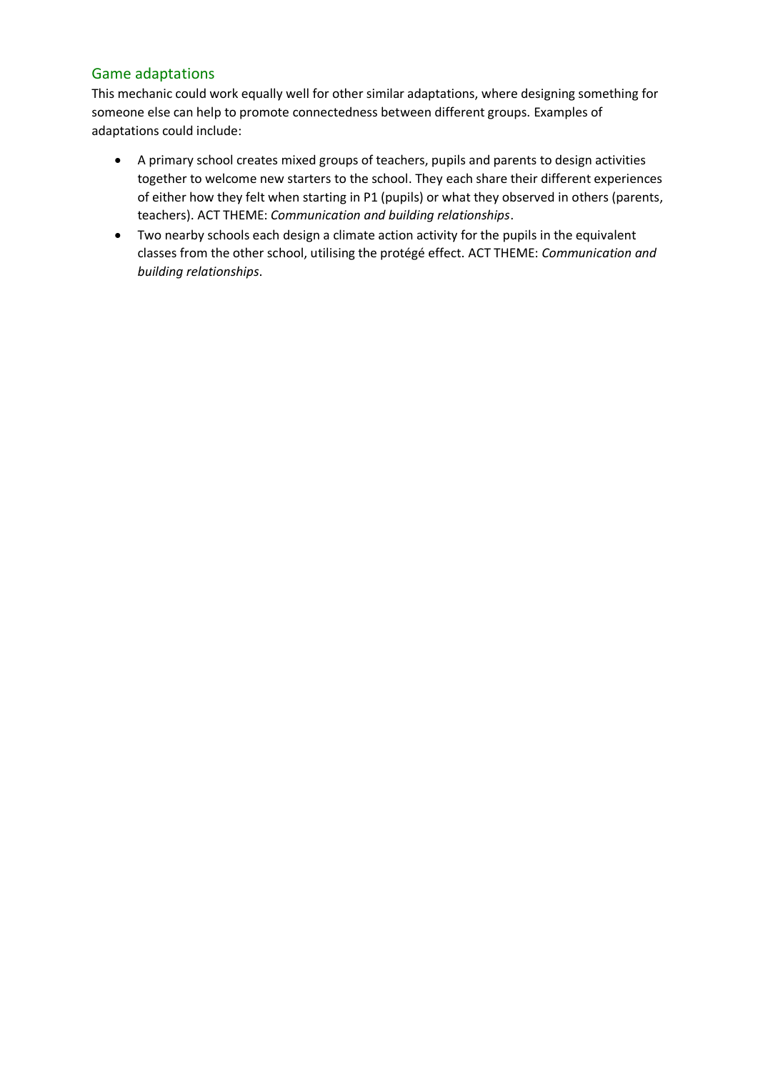## Game adaptations

This mechanic could work equally well for other similar adaptations, where designing something for someone else can help to promote connectedness between different groups. Examples of adaptations could include:

- A primary school creates mixed groups of teachers, pupils and parents to design activities together to welcome new starters to the school. They each share their different experiences of either how they felt when starting in P1 (pupils) or what they observed in others (parents, teachers). ACT THEME: *Communication and building relationships*.
- Two nearby schools each design a climate action activity for the pupils in the equivalent classes from the other school, utilising the protégé effect. ACT THEME: *Communication and building relationships*.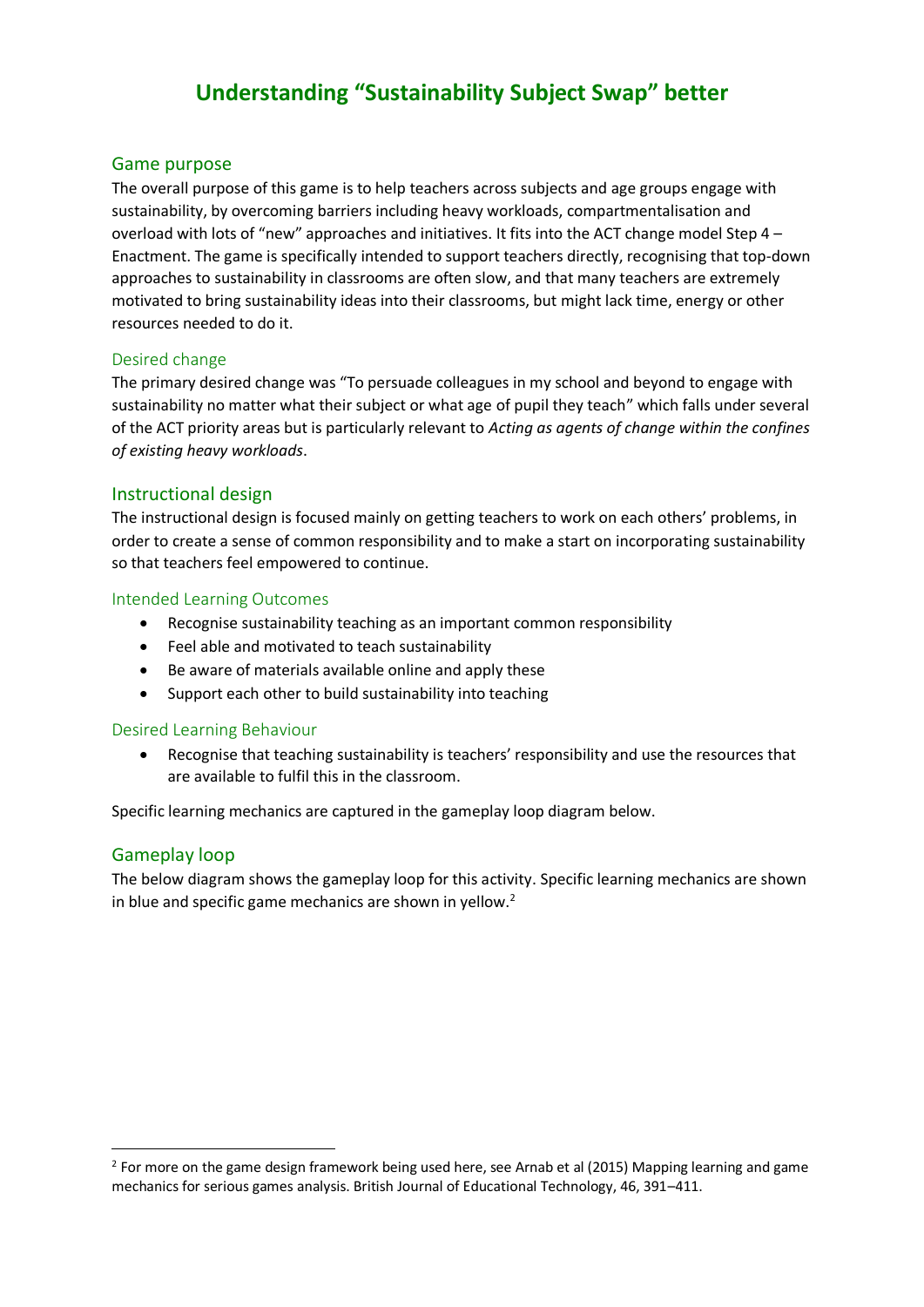# Understanding "Sustainability Subject Swap" better

## Game purpose

The overall purpose of this game is to help teachers across subjects and age groups engage with sustainability, by overcoming barriers including heavy workloads, compartmentalisation and overload with lots of "new" approaches and initiatives. It fits into the ACT change model Step 4 – Enactment. The game is specifically intended to support teachers directly, recognising that top-down approaches to sustainability in classrooms are often slow, and that many teachers are extremely motivated to bring sustainability ideas into their classrooms, but might lack time, energy or other resources needed to do it.

### Desired change

The primary desired change was "To persuade colleagues in my school and beyond to engage with sustainability no matter what their subject or what age of pupil they teach" which falls under several of the ACT priority areas but is particularly relevant to *Acting as agents of change within the confines of existing heavy workloads*.

## Instructional design

The instructional design is focused mainly on getting teachers to work on each others' problems, in order to create a sense of common responsibility and to make a start on incorporating sustainability so that teachers feel empowered to continue.

### Intended Learning Outcomes

- Recognise sustainability teaching as an important common responsibility
- Feel able and motivated to teach sustainability
- Be aware of materials available online and apply these
- Support each other to build sustainability into teaching

### Desired Learning Behaviour

- Recognise that teaching sustainability is teachers' responsibility and use the resources that are available to fulfil this in the classroom.

Specific learning mechanics are captured in the gameplay loop diagram below.

## Gameplay loop

The below diagram shows the gameplay loop for this activity. Specific learning mechanics are shown in blue and specific game mechanics are shown in yellow.[2]

[2] For more on the game design framework being used here, see Arnab et al (2015) Mapping learning and game mechanics for serious games analysis. British Journal of Educational Technology, 46, 391–411.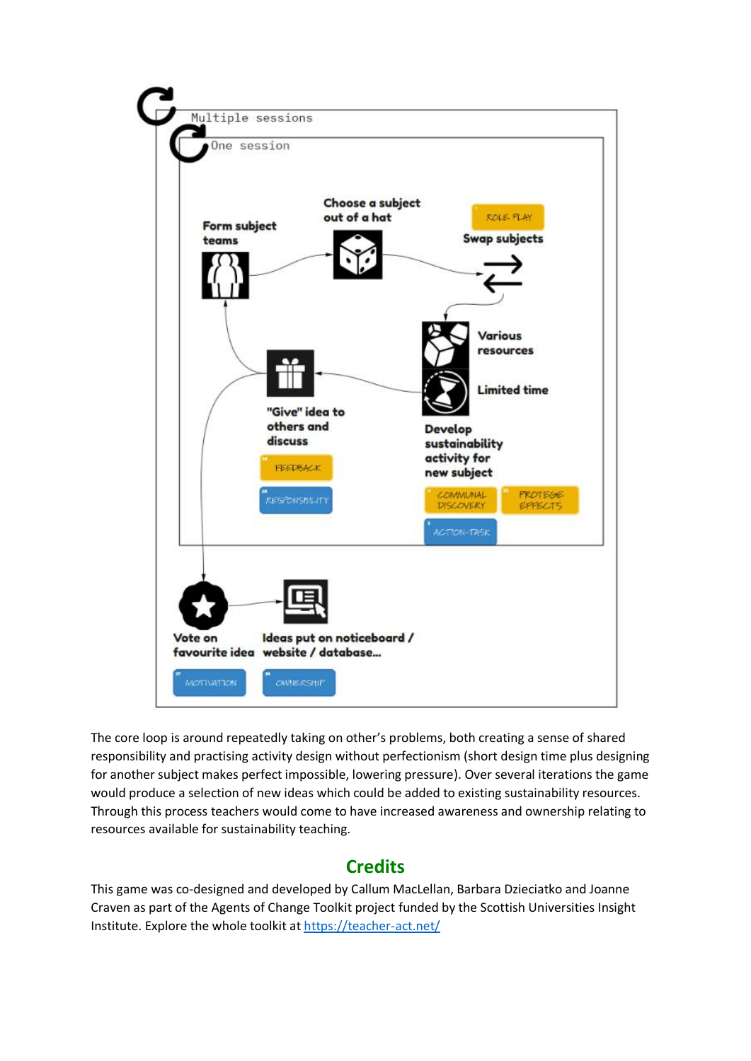Multiple sessions

One session

Form subject teams

Choose a subject out of a hat

ROLE PLAY

Swap subjects

Various resources

Limited time

Develop sustainability activity for new subject

COMMUNAL DISCOVERY

PROTEGE EFFECTS

ACTION-TASK

"Give" idea to others and discuss

FEEDBACK

RESPONSIBILITY

Vote on favourite idea

MOTIVATION

Ideas put on noticeboard / website / database...

OWNERSHIP

The core loop is around repeatedly taking on other's problems, both creating a sense of shared responsibility and practising activity design without perfectionism (short design time plus designing for another subject makes perfect impossible, lowering pressure). Over several iterations the game would produce a selection of new ideas which could be added to existing sustainability resources. Through this process teachers would come to have increased awareness and ownership relating to resources available for sustainability teaching.

## Credits

This game was co-designed and developed by Callum MacLellan, Barbara Dzieciatko and Joanne Craven as part of the Agents of Change Toolkit project funded by the Scottish Universities Insight Institute. Explore the whole toolkit at [https://teacher-act.net/](https://teacher-act.net/)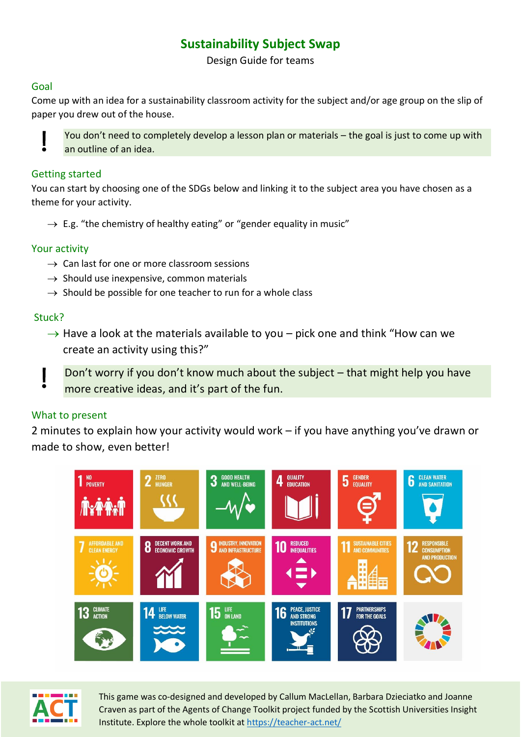# Sustainability Subject Swap

Design Guide for teams

## Goal

Come up with an idea for a sustainability classroom activity for the subject and/or age group on the slip of paper you drew out of the house.

**!** You don't need to completely develop a lesson plan or materials – the goal is just to come up with an outline of an idea.

## Getting started

You can start by choosing one of the SDGs below and linking it to the subject area you have chosen as a theme for your activity.

→ E.g. "the chemistry of healthy eating" or "gender equality in music"

## Your activity

→ Can last for one or more classroom sessions

→ Should use inexpensive, common materials

→ Should be possible for one teacher to run for a whole class

## Stuck?

→ Have a look at the materials available to you – pick one and think "How can we create an activity using this?"

**!** Don't worry if you don't know much about the subject – that might help you have more creative ideas, and it's part of the fun.

## What to present

2 minutes to explain how your activity would work – if you have anything you've drawn or made to show, even better!

1 NO POVERTY
2 ZERO HUNGER
3 GOOD HEALTH AND WELL-BEING
4 QUALITY EDUCATION
5 GENDER EQUALITY
6 CLEAN WATER AND SANITATION
7 AFFORDABLE AND CLEAN ENERGY
8 DECENT WORK AND ECONOMIC GROWTH
9 INDUSTRY, INNOVATION AND INFRASTRUCTURE
10 REDUCED INEQUALITIES
11 SUSTAINABLE CITIES AND COMMUNITIES
12 RESPONSIBLE CONSUMPTION AND PRODUCTION
13 CLIMATE ACTION
14 LIFE BELOW WATER
15 LIFE ON LAND
16 PEACE, JUSTICE AND STRONG INSTITUTIONS
17 PARTNERSHIPS FOR THE GOALS

ACT

This game was co-designed and developed by Callum MacLellan, Barbara Dzieciatko and Joanne Craven as part of the Agents of Change Toolkit project funded by the Scottish Universities Insight Institute. Explore the whole toolkit at https://teacher-act.net/